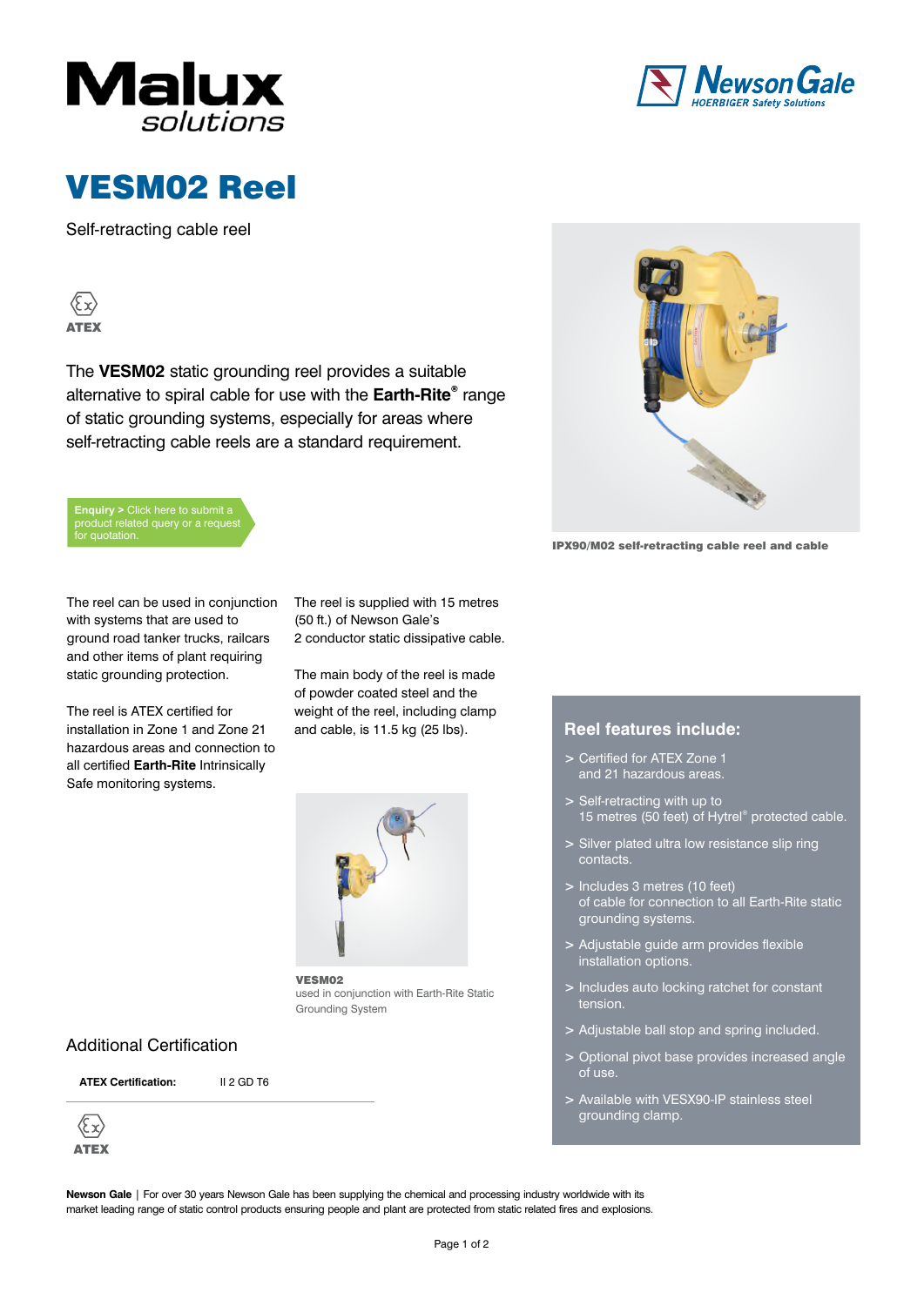# VESM02 Reel

Self-retracting cable reel

ATEX

The **VESM02** static grounding reel provides a suitable alternative to spiral cable for use with the **Earth-Rite®** range of static grounding systems, especially for areas where self-retracting cable reels are a standard requirement.

**Enquiry >** Click here to submit a product related query or a request for quotation.

IPX90/M02 self-retracting cable reel and cable

The reel can be used in conjunction with systems that are used to ground road tanker trucks, railcars and other items of plant requiring static grounding protection.

The reel is ATEX certified for installation in Zone 1 and Zone 21 hazardous areas and connection to all certified **Earth-Rite** Intrinsically Safe monitoring systems.

The reel is supplied with 15 metres (50 ft.) of Newson Gale's 2 conductor static dissipative cable.

The main body of the reel is made of powder coated steel and the weight of the reel, including clamp and cable, is 11.5 kg (25 lbs).

**VESM02**
used in conjunction with Earth-Rite Static Grounding System

## Reel features include:

- Certified for ATEX Zone 1 and 21 hazardous areas.
- Self-retracting with up to 15 metres (50 feet) of Hytrel® protected cable.
- Silver plated ultra low resistance slip ring contacts.
- Includes 3 metres (10 feet) of cable for connection to all Earth-Rite static grounding systems.
- Adjustable guide arm provides flexible installation options.
- Includes auto locking ratchet for constant tension.
- Adjustable ball stop and spring included.
- Optional pivot base provides increased angle of use.
- Available with VESX90-IP stainless steel grounding clamp.

## Additional Certification

| **ATEX Certification:** | II 2 GD T6 |
|---|---|

ATEX

**Newson Gale** | For over 30 years Newson Gale has been supplying the chemical and processing industry worldwide with its market leading range of static control products ensuring people and plant are protected from static related fires and explosions.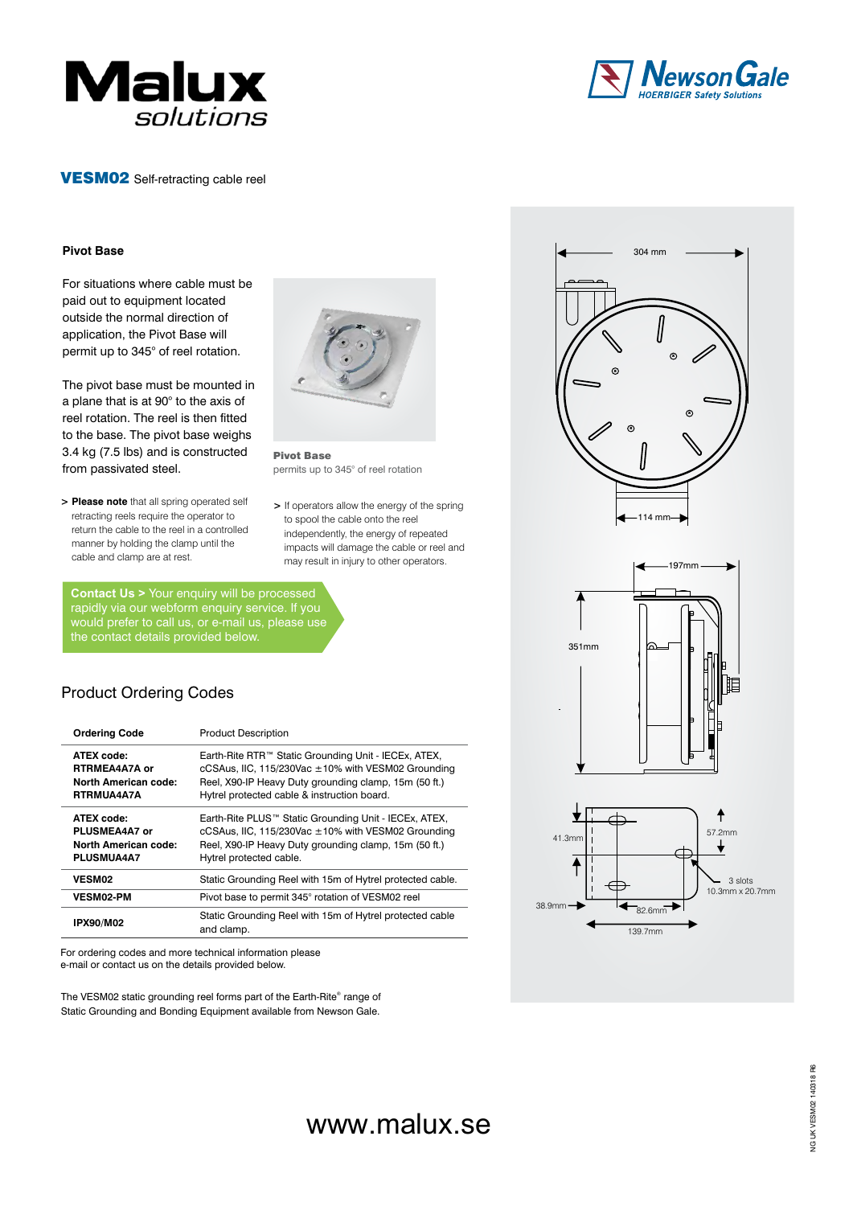# VESM02 Self-retracting cable reel

### Pivot Base

For situations where cable must be paid out to equipment located outside the normal direction of application, the Pivot Base will permit up to 345° of reel rotation.

The pivot base must be mounted in a plane that is at 90° to the axis of reel rotation. The reel is then fitted to the base. The pivot base weighs 3.4 kg (7.5 lbs) and is constructed from passivated steel.

**Pivot Base**
permits up to 345° of reel rotation

> **Please note** that all spring operated self retracting reels require the operator to return the cable to the reel in a controlled manner by holding the clamp until the cable and clamp are at rest.

> If operators allow the energy of the spring to spool the cable onto the reel independently, the energy of repeated impacts will damage the cable or reel and may result in injury to other operators.

**Contact Us >** Your enquiry will be processed rapidly via our webform enquiry service. If you would prefer to call us, or e-mail us, please use the contact details provided below.

## Product Ordering Codes

| Ordering Code | Product Description |
|---|---|
| **ATEX code: RTRMEA4A7A or North American code: RTRMUA4A7A** | Earth-Rite RTR™ Static Grounding Unit - IECEx, ATEX, cCSAus, IIC, 115/230Vac ±10% with VESM02 Grounding Reel, X90-IP Heavy Duty grounding clamp, 15m (50 ft.) Hytrel protected cable & instruction board. |
| **ATEX code: PLUSMEA4A7 or North American code: PLUSMUA4A7** | Earth-Rite PLUS™ Static Grounding Unit - IECEx, ATEX, cCSAus, IIC, 115/230Vac ±10% with VESM02 Grounding Reel, X90-IP Heavy Duty grounding clamp, 15m (50 ft.) Hytrel protected cable. |
| **VESM02** | Static Grounding Reel with 15m of Hytrel protected cable. |
| **VESM02-PM** | Pivot base to permit 345° rotation of VESM02 reel |
| **IPX90/M02** | Static Grounding Reel with 15m of Hytrel protected cable and clamp. |

For ordering codes and more technical information please e-mail or contact us on the details provided below.

The VESM02 static grounding reel forms part of the Earth-Rite® range of Static Grounding and Bonding Equipment available from Newson Gale.

304 mm
114 mm
197mm
351mm
41.3mm
57.2mm
3 slots
10.3mm x 20.7mm
38.9mm
82.6mm
139.7mm

www.malux.se